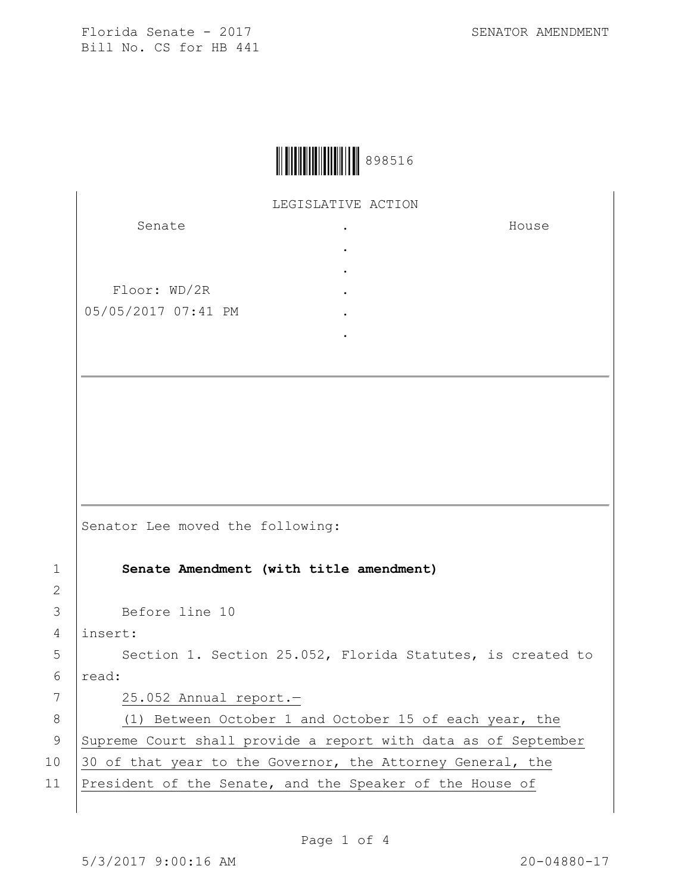Florida Senate - 2017 SENATOR AMENDMENT
Bill No. CS for HB 441

898516

LEGISLATIVE ACTION

| Senate | . | House |
| --- | --- | --- |
| | . | |
| | . | |
| Floor: WD/2R | . | |
| 05/05/2017 07:41 PM | . | |
| | . | |

Senator Lee moved the following:

**Senate Amendment (with title amendment)**

Before line 10
insert:

Section 1. Section 25.052, Florida Statutes, is created to read:

25.052 Annual report.—

(1) Between October 1 and October 15 of each year, the Supreme Court shall provide a report with data as of September 30 of that year to the Governor, the Attorney General, the President of the Senate, and the Speaker of the House of

5/3/2017 9:00:16 AM 20-04880-17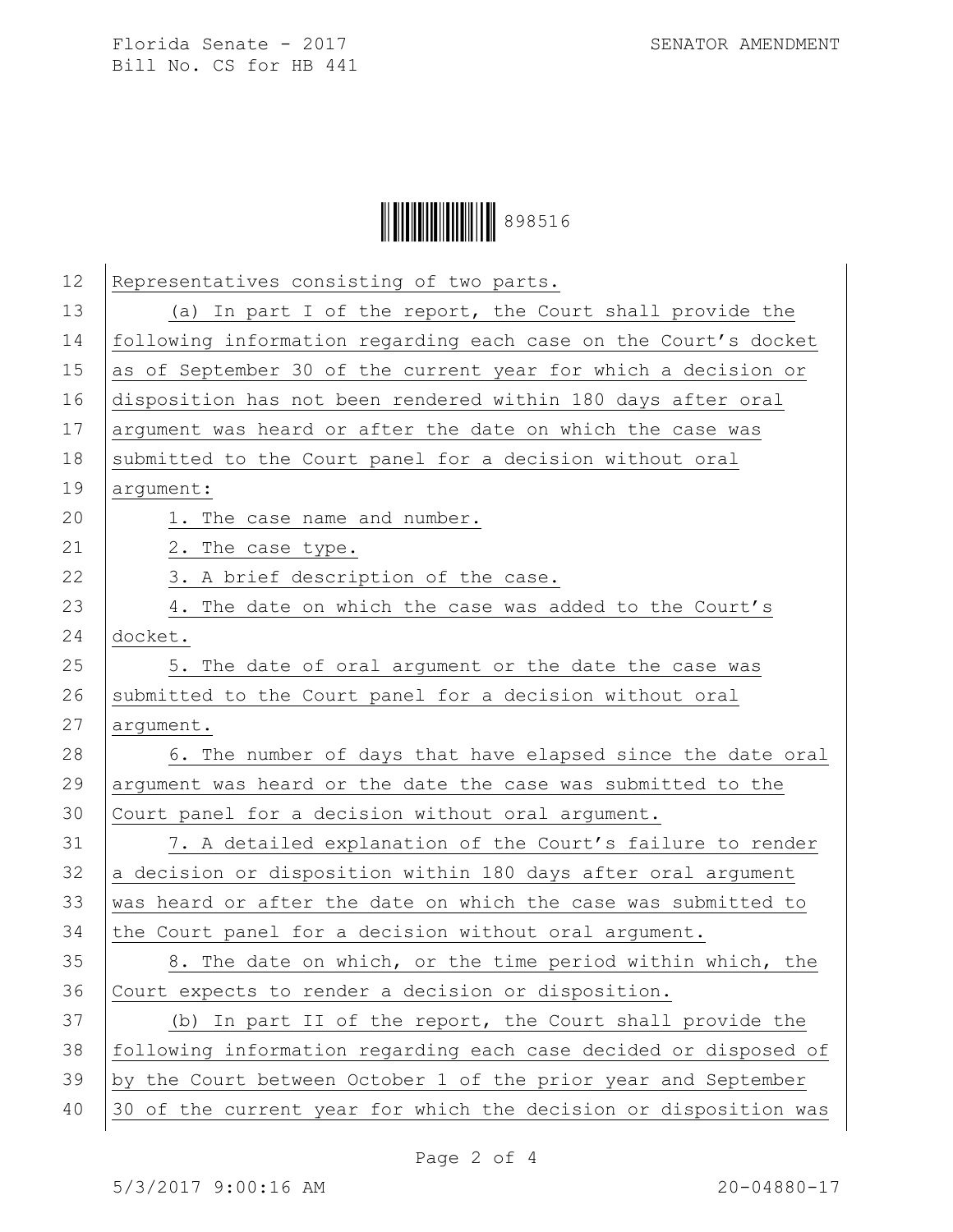Representatives consisting of two parts.

(a) In part I of the report, the Court shall provide the following information regarding each case on the Court's docket as of September 30 of the current year for which a decision or disposition has not been rendered within 180 days after oral argument was heard or after the date on which the case was submitted to the Court panel for a decision without oral argument:

1. The case name and number.

2. The case type.

3. A brief description of the case.

4. The date on which the case was added to the Court's docket.

5. The date of oral argument or the date the case was submitted to the Court panel for a decision without oral argument.

6. The number of days that have elapsed since the date oral argument was heard or the date the case was submitted to the Court panel for a decision without oral argument.

7. A detailed explanation of the Court's failure to render a decision or disposition within 180 days after oral argument was heard or after the date on which the case was submitted to the Court panel for a decision without oral argument.

8. The date on which, or the time period within which, the Court expects to render a decision or disposition.

(b) In part II of the report, the Court shall provide the following information regarding each case decided or disposed of by the Court between October 1 of the prior year and September 30 of the current year for which the decision or disposition was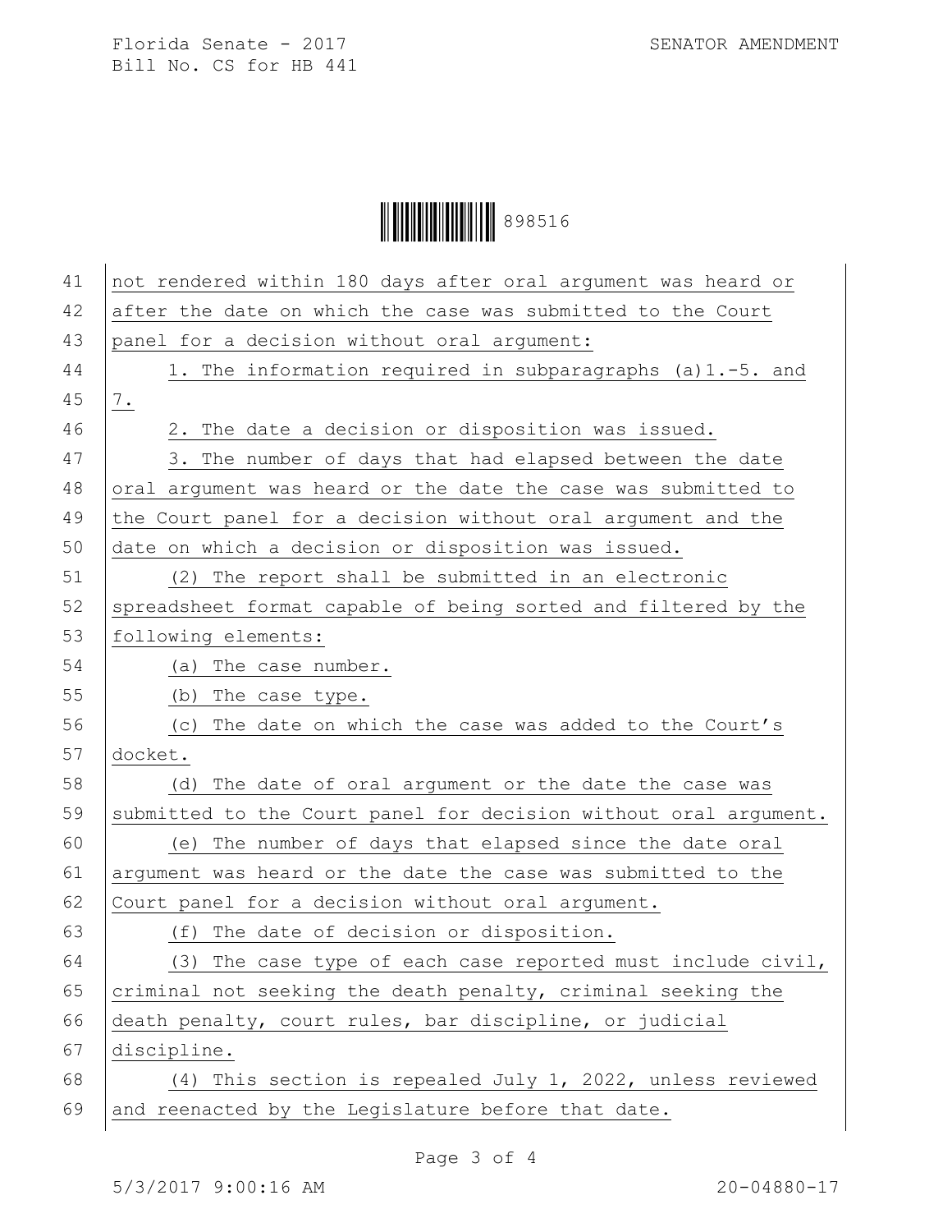not rendered within 180 days after oral argument was heard or after the date on which the case was submitted to the Court panel for a decision without oral argument:

1. The information required in subparagraphs (a)1.-5. and 7.

2. The date a decision or disposition was issued.

3. The number of days that had elapsed between the date oral argument was heard or the date the case was submitted to the Court panel for a decision without oral argument and the date on which a decision or disposition was issued.

(2) The report shall be submitted in an electronic spreadsheet format capable of being sorted and filtered by the following elements:

(a) The case number.

(b) The case type.

(c) The date on which the case was added to the Court's docket.

(d) The date of oral argument or the date the case was submitted to the Court panel for decision without oral argument.

(e) The number of days that elapsed since the date oral argument was heard or the date the case was submitted to the Court panel for a decision without oral argument.

(f) The date of decision or disposition.

(3) The case type of each case reported must include civil, criminal not seeking the death penalty, criminal seeking the death penalty, court rules, bar discipline, or judicial discipline.

(4) This section is repealed July 1, 2022, unless reviewed and reenacted by the Legislature before that date.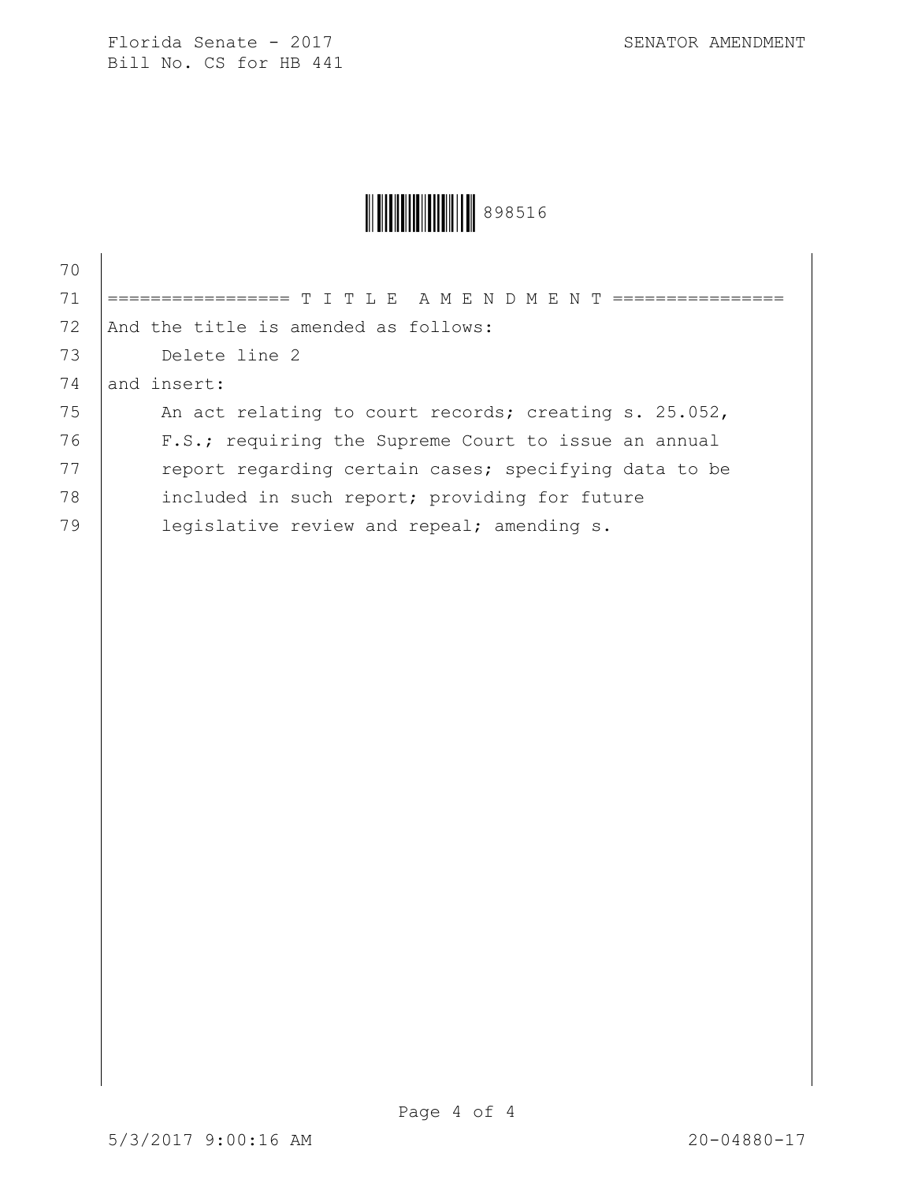================= T I T L E A M E N D M E N T ================

And the title is amended as follows:

Delete line 2

and insert:

An act relating to court records; creating s. 25.052, F.S.; requiring the Supreme Court to issue an annual report regarding certain cases; specifying data to be included in such report; providing for future legislative review and repeal; amending s.